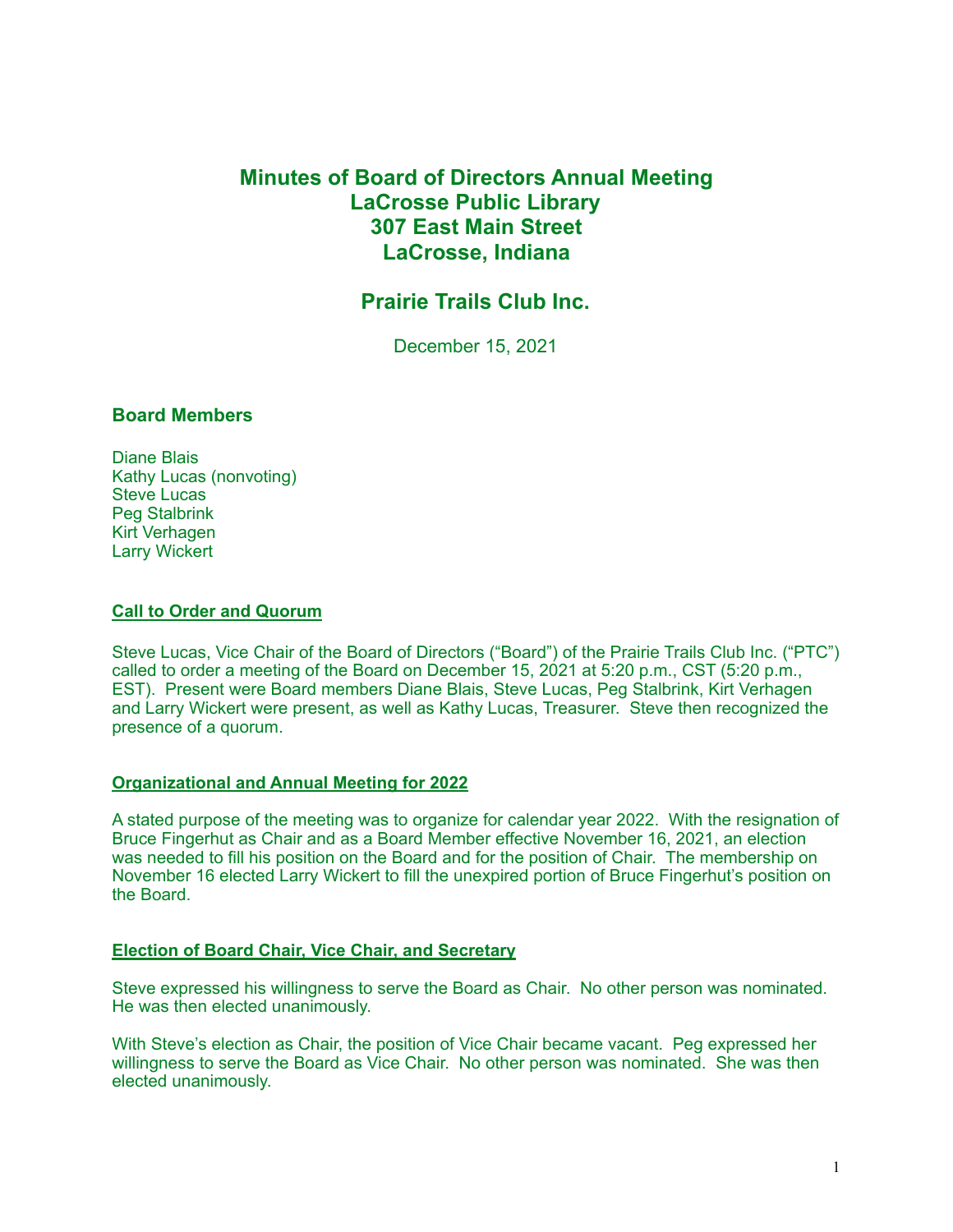# Minutes of Board of Directors Annual Meeting
# LaCrosse Public Library
# 307 East Main Street
# LaCrosse, Indiana

## Prairie Trails Club Inc.

December 15, 2021

### Board Members

Diane Blais
Kathy Lucas (nonvoting)
Steve Lucas
Peg Stalbrink
Kirt Verhagen
Larry Wickert

### Call to Order and Quorum

Steve Lucas, Vice Chair of the Board of Directors ("Board") of the Prairie Trails Club Inc. ("PTC") called to order a meeting of the Board on December 15, 2021 at 5:20 p.m., CST (5:20 p.m., EST). Present were Board members Diane Blais, Steve Lucas, Peg Stalbrink, Kirt Verhagen and Larry Wickert were present, as well as Kathy Lucas, Treasurer. Steve then recognized the presence of a quorum.

### Organizational and Annual Meeting for 2022

A stated purpose of the meeting was to organize for calendar year 2022. With the resignation of Bruce Fingerhut as Chair and as a Board Member effective November 16, 2021, an election was needed to fill his position on the Board and for the position of Chair. The membership on November 16 elected Larry Wickert to fill the unexpired portion of Bruce Fingerhut's position on the Board.

### Election of Board Chair, Vice Chair, and Secretary

Steve expressed his willingness to serve the Board as Chair. No other person was nominated. He was then elected unanimously.

With Steve's election as Chair, the position of Vice Chair became vacant. Peg expressed her willingness to serve the Board as Vice Chair. No other person was nominated. She was then elected unanimously.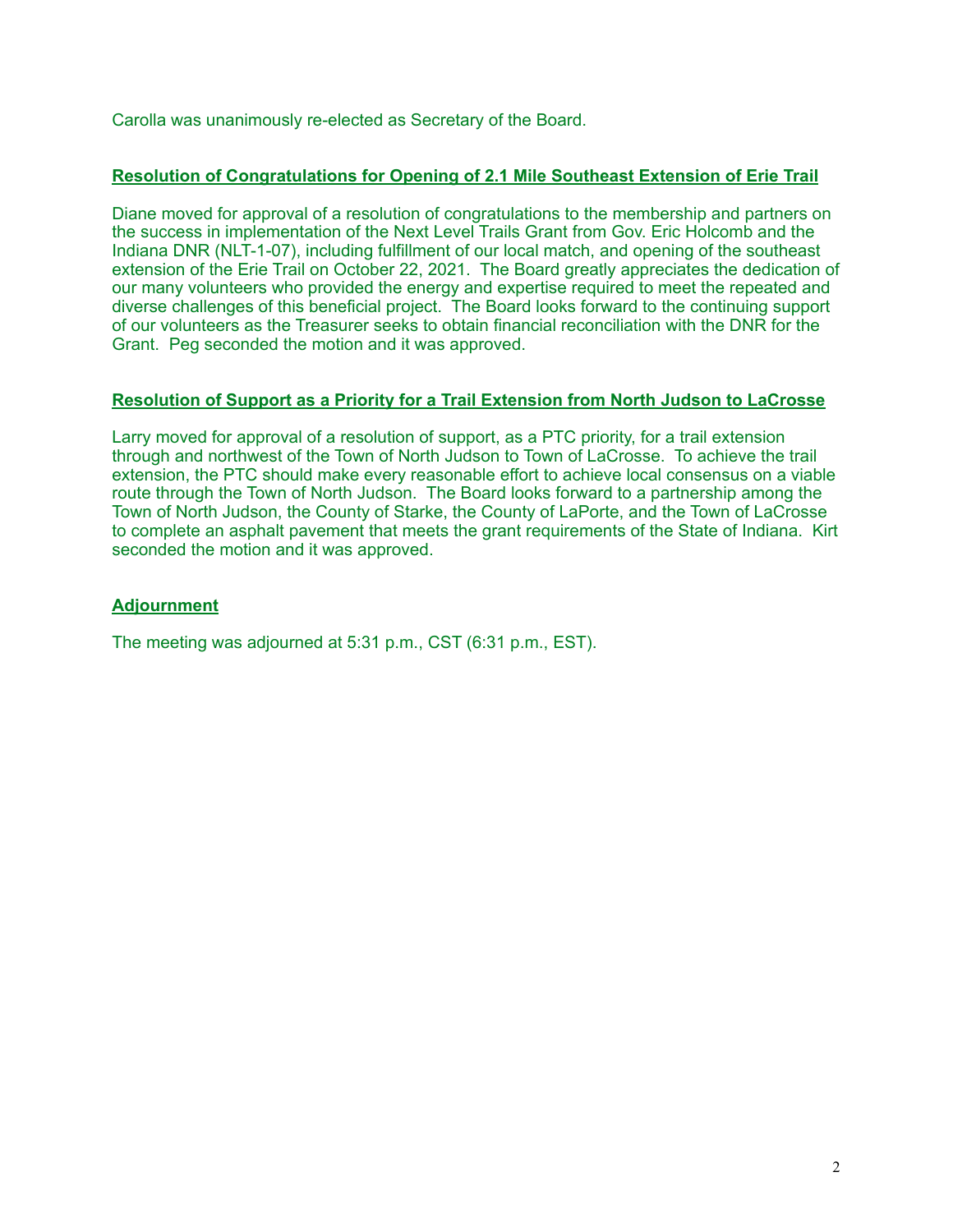Carolla was unanimously re-elected as Secretary of the Board.

## Resolution of Congratulations for Opening of 2.1 Mile Southeast Extension of Erie Trail

Diane moved for approval of a resolution of congratulations to the membership and partners on the success in implementation of the Next Level Trails Grant from Gov. Eric Holcomb and the Indiana DNR (NLT-1-07), including fulfillment of our local match, and opening of the southeast extension of the Erie Trail on October 22, 2021. The Board greatly appreciates the dedication of our many volunteers who provided the energy and expertise required to meet the repeated and diverse challenges of this beneficial project. The Board looks forward to the continuing support of our volunteers as the Treasurer seeks to obtain financial reconciliation with the DNR for the Grant. Peg seconded the motion and it was approved.

## Resolution of Support as a Priority for a Trail Extension from North Judson to LaCrosse

Larry moved for approval of a resolution of support, as a PTC priority, for a trail extension through and northwest of the Town of North Judson to Town of LaCrosse. To achieve the trail extension, the PTC should make every reasonable effort to achieve local consensus on a viable route through the Town of North Judson. The Board looks forward to a partnership among the Town of North Judson, the County of Starke, the County of LaPorte, and the Town of LaCrosse to complete an asphalt pavement that meets the grant requirements of the State of Indiana. Kirt seconded the motion and it was approved.

## Adjournment

The meeting was adjourned at 5:31 p.m., CST (6:31 p.m., EST).